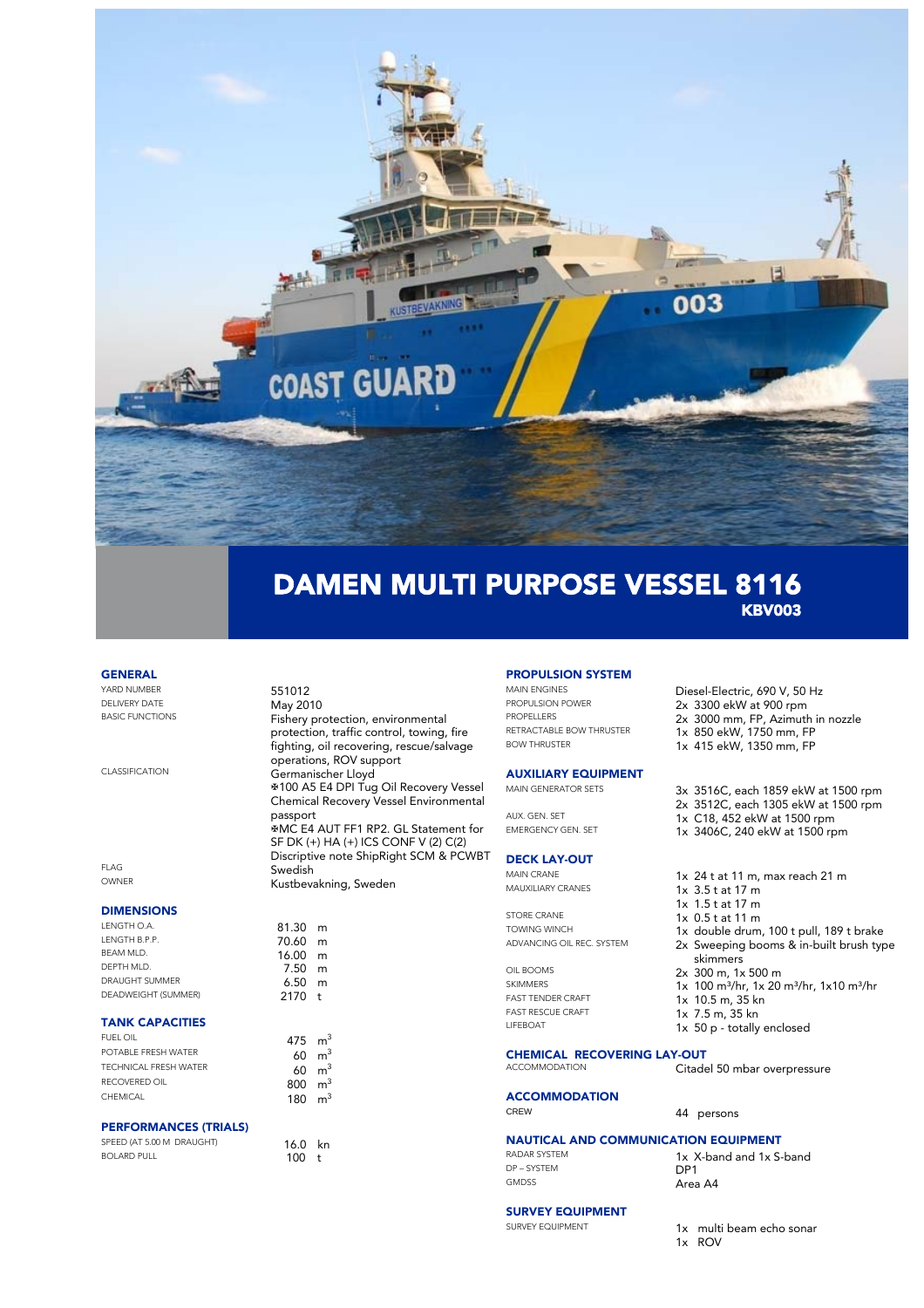# DAMEN MULTI PURPOSE VESSEL 8116

## KBV003

### GENERAL

| | |
|---|---|
| YARD NUMBER | 551012 |
| DELIVERY DATE | May 2010 |
| BASIC FUNCTIONS | Fishery protection, environmental protection, traffic control, towing, fire fighting, oil recovering, rescue/salvage operations, ROV support |
| CLASSIFICATION | Germanischer Lloyd ✠100 A5 E4 DPI Tug Oil Recovery Vessel Chemical Recovery Vessel Environmental passport ✠MC E4 AUT FF1 RP2. GL Statement for SF DK (+) HA (+) ICS CONF V (2) C(2) Discriptive note ShipRight SCM & PCWBT |
| FLAG | Swedish |
| OWNER | Kustbevakning, Sweden |

### DIMENSIONS

| | |
|---|---|
| LENGTH O.A. | 81.30 m |
| LENGTH B.P.P. | 70.60 m |
| BEAM MLD. | 16.00 m |
| DEPTH MLD. | 7.50 m |
| DRAUGHT SUMMER | 6.50 m |
| DEADWEIGHT (SUMMER) | 2170 t |

### TANK CAPACITIES

| | |
|---|---|
| FUEL OIL | 475 $m^3$ |
| POTABLE FRESH WATER | 60 $m^3$ |
| TECHNICAL FRESH WATER | 60 $m^3$ |
| RECOVERED OIL | 800 $m^3$ |
| CHEMICAL | 180 $m^3$ |

### PERFORMANCES (TRIALS)

| | |
|---|---|
| SPEED (AT 5.00 M DRAUGHT) | 16.0 kn |
| BOLARD PULL | 100 t |

### PROPULSION SYSTEM

| | |
|---|---|
| MAIN ENGINES | Diesel-Electric, 690 V, 50 Hz |
| PROPULSION POWER | 2x 3300 ekW at 900 rpm |
| PROPELLERS | 2x 3000 mm, FP, Azimuth in nozzle |
| RETRACTABLE BOW THRUSTER | 1x 850 ekW, 1750 mm, FP |
| BOW THRUSTER | 1x 415 ekW, 1350 mm, FP |

### AUXILIARY EQUIPMENT

| | |
|---|---|
| MAIN GENERATOR SETS | 3x 3516C, each 1859 ekW at 1500 rpm<br>2x 3512C, each 1305 ekW at 1500 rpm |
| AUX. GEN. SET | 1x C18, 452 ekW at 1500 rpm |
| EMERGENCY GEN. SET | 1x 3406C, 240 ekW at 1500 rpm |

### DECK LAY-OUT

| | |
|---|---|
| MAIN CRANE | 1x 24 t at 11 m, max reach 21 m |
| MAUXILIARY CRANES | 1x 3.5 t at 17 m<br>1x 1.5 t at 17 m |
| STORE CRANE | 1x 0.5 t at 11 m |
| TOWING WINCH | 1x double drum, 100 t pull, 189 t brake |
| ADVANCING OIL REC. SYSTEM | 2x Sweeping booms & in-built brush type skimmers |
| OIL BOOMS | 2x 300 m, 1x 500 m |
| SKIMMERS | 1x 100 $m^3$/hr, 1x 20 $m^3$/hr, 1x10 $m^3$/hr |
| FAST TENDER CRAFT | 1x 10.5 m, 35 kn |
| FAST RESCUE CRAFT | 1x 7.5 m, 35 kn |
| LIFEBOAT | 1x 50 p - totally enclosed |

### CHEMICAL RECOVERING LAY-OUT

| | |
|---|---|
| ACCOMMODATION | Citadel 50 mbar overpressure |

### ACCOMMODATION

| | |
|---|---|
| CREW | 44 persons |

### NAUTICAL AND COMMUNICATION EQUIPMENT

| | |
|---|---|
| RADAR SYSTEM | 1x X-band and 1x S-band |
| DP – SYSTEM | DP1 |
| GMDSS | Area A4 |

### SURVEY EQUIPMENT

| | |
|---|---|
| SURVEY EQUIPMENT | 1x multi beam echo sonar<br>1x ROV |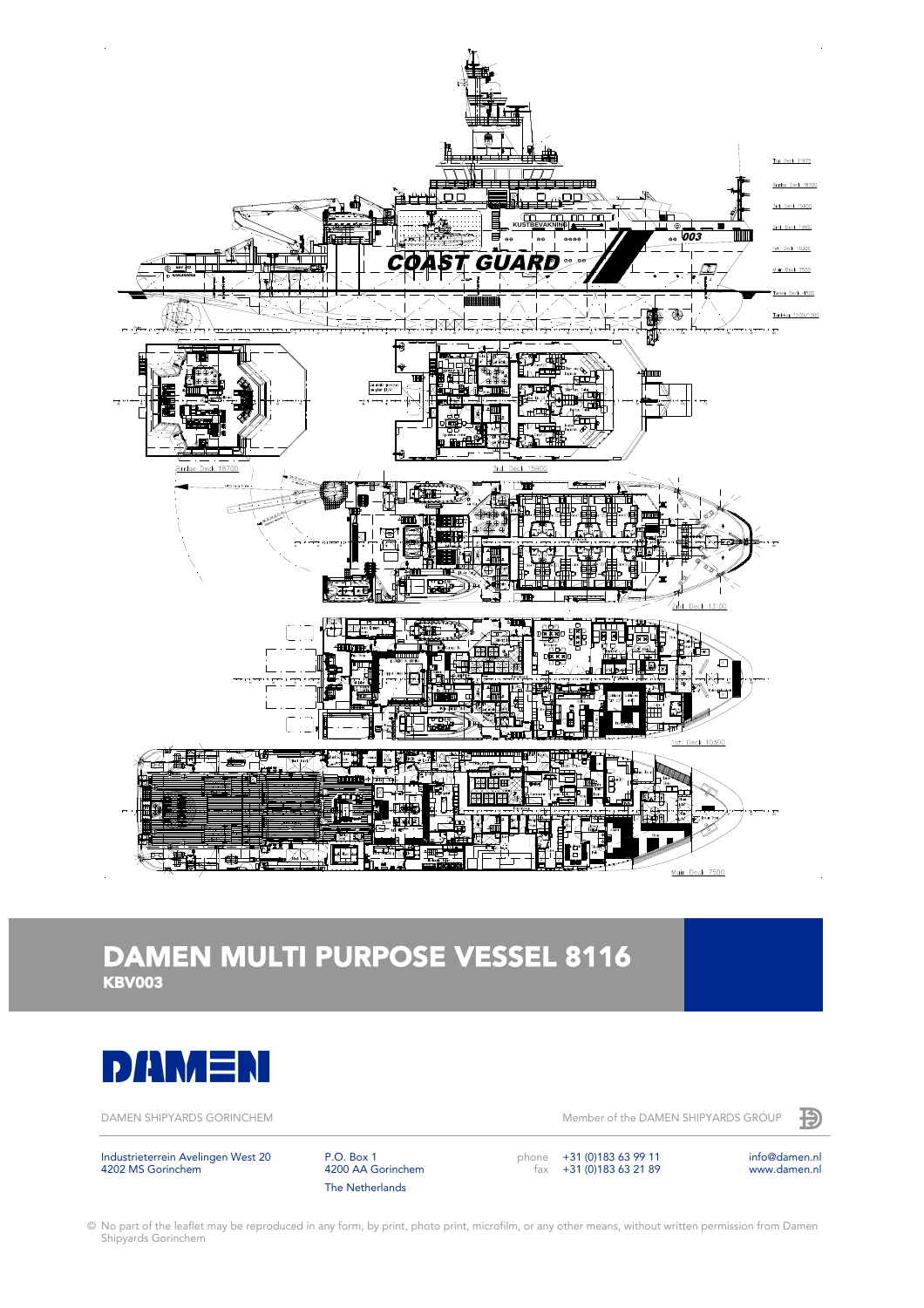# DAMEN MULTI PURPOSE VESSEL 8116

**KBV003**

DAMEN SHIPYARDS GORINCHEM

Member of the DAMEN SHIPYARDS GROUP

Industrieterrein Avelingen West 20
4202 MS Gorinchem

P.O. Box 1
4200 AA Gorinchem
The Netherlands

phone +31 (0)183 63 99 11
fax +31 (0)183 63 21 89

info@damen.nl
www.damen.nl

© No part of the leaflet may be reproduced in any form, by print, photo print, microfilm, or any other means, without written permission from Damen Shipyards Gorinchem